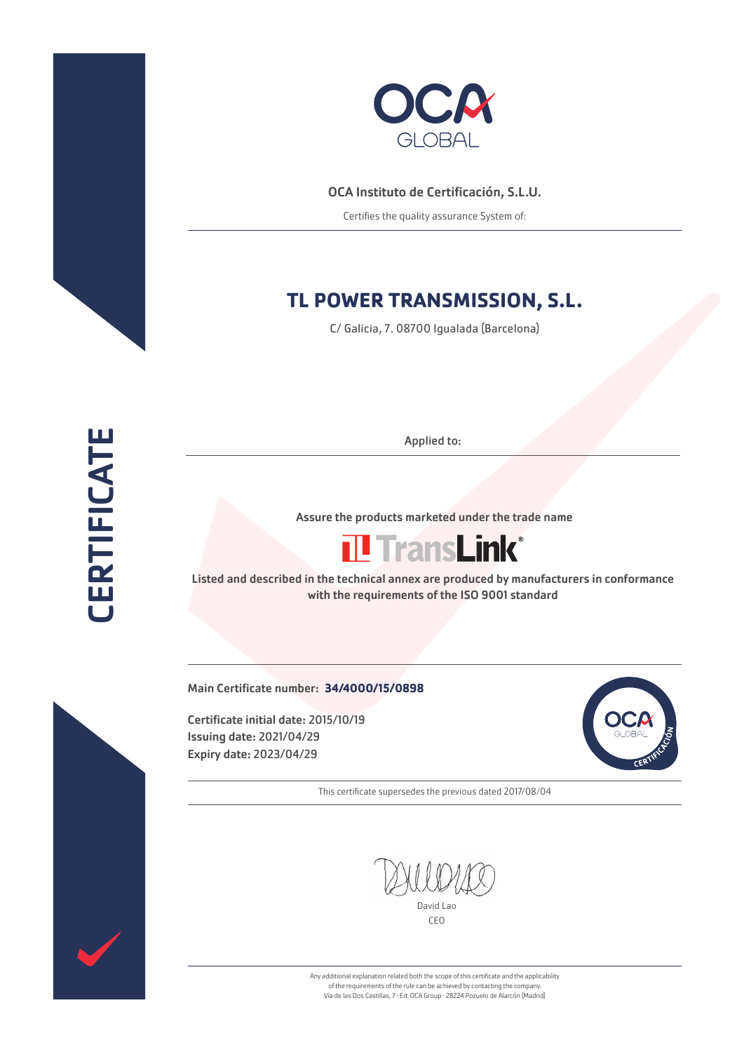OCA GLOBAL

**OCA Instituto de Certificación, S.L.U.**

Certifies the quality assurance System of:

# TL POWER TRANSMISSION, S.L.

C/ Galicia, 7. 08700 Igualada (Barcelona)

CERTIFICATE

Applied to:

**Assure the products marketed under the trade name**

TransLink®

**Listed and described in the technical annex are produced by manufacturers in conformance with the requirements of the ISO 9001 standard**

**Main Certificate number: 34/4000/15/0898**

**Certificate initial date:** 2015/10/19
**Issuing date:** 2021/04/29
**Expiry date:** 2023/04/29

This certificate supersedes the previous dated 2017/08/04

David Lao
CEO

Any additional explanation related both the scope of this certificate and the applicability of the requirements of the rule can be achieved by contacting the company.
Vía de las Dos Castillas, 7 · Ed. OCA Group · 28224 Pozuelo de Alarcón (Madrid)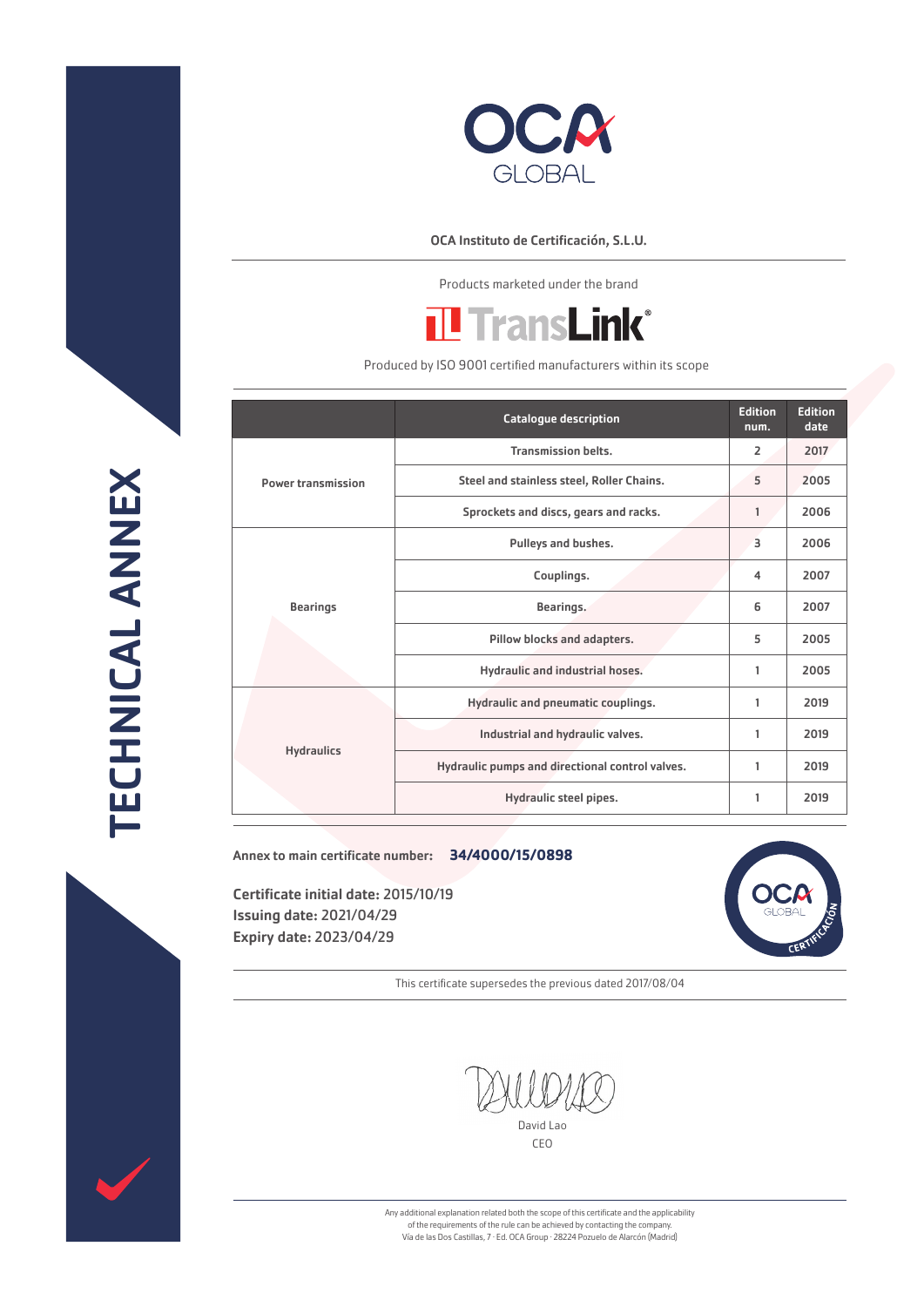# TECHNICAL ANNEX

OCA GLOBAL

**OCA Instituto de Certificación, S.L.U.**

Products marketed under the brand

**TransLink®**

Produced by ISO 9001 certified manufacturers within its scope

| | Catalogue description | Edition num. | Edition date |
|---|---|---|---|
| Power transmission | Transmission belts. | 2 | 2017 |
| | Steel and stainless steel, Roller Chains. | 5 | 2005 |
| | Sprockets and discs, gears and racks. | 1 | 2006 |
| Bearings | Pulleys and bushes. | 3 | 2006 |
| | Couplings. | 4 | 2007 |
| | Bearings. | 6 | 2007 |
| | Pillow blocks and adapters. | 5 | 2005 |
| | Hydraulic and industrial hoses. | 1 | 2005 |
| Hydraulics | Hydraulic and pneumatic couplings. | 1 | 2019 |
| | Industrial and hydraulic valves. | 1 | 2019 |
| | Hydraulic pumps and directional control valves. | 1 | 2019 |
| | Hydraulic steel pipes. | 1 | 2019 |

**Annex to main certificate number:** **34/4000/15/0898**

**Certificate initial date:** 2015/10/19
**Issuing date:** 2021/04/29
**Expiry date:** 2023/04/29

OCA GLOBAL CERTIFICACIÓN

This certificate supersedes the previous dated 2017/08/04

David Lao
CEO

Any additional explanation related both the scope of this certificate and the applicability of the requirements of the rule can be achieved by contacting the company.
Vía de las Dos Castillas, 7 · Ed. OCA Group · 28224 Pozuelo de Alarcón (Madrid)